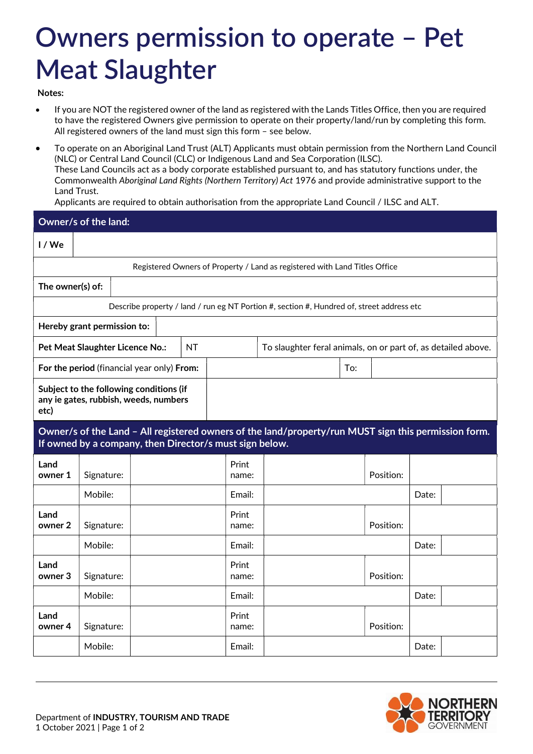# Owners permission to operate – Pet Meat Slaughter

**Notes:**

- If you are NOT the registered owner of the land as registered with the Lands Titles Office, then you are required to have the registered Owners give permission to operate on their property/land/run by completing this form. All registered owners of the land must sign this form – see below.
- To operate on an Aboriginal Land Trust (ALT) Applicants must obtain permission from the Northern Land Council (NLC) or Central Land Council (CLC) or Indigenous Land and Sea Corporation (ILSC).
  These Land Councils act as a body corporate established pursuant to, and has statutory functions under, the Commonwealth *Aboriginal Land Rights (Northern Territory) Act* 1976 and provide administrative support to the Land Trust.
  Applicants are required to obtain authorisation from the appropriate Land Council / ILSC and ALT.

| **Owner/s of the land:** | | | |
|---|---|---|---|
| **I / We** | | | |
| Registered Owners of Property / Land as registered with Land Titles Office | | | |
| **The owner(s) of:** | | | |
| Describe property / land / run eg NT Portion #, section #, Hundred of, street address etc | | | |
| **Hereby grant permission to:** | | | |
| **Pet Meat Slaughter Licence No.:** | NT | To slaughter feral animals, on or part of, as detailed above. | |
| **For the period** (financial year only) **From:** | | To: | |
| **Subject to the following conditions (if any ie gates, rubbish, weeds, numbers etc)** | | | |

| **Owner/s of the Land – All registered owners of the land/property/run MUST sign this permission form. If owned by a company, then Director/s must sign below.** | | | | | | | |
|---|---|---|---|---|---|---|---|
| **Land owner 1** | Signature: | | Print name: | | Position: | | |
| | Mobile: | | Email: | | | Date: | |
| **Land owner 2** | Signature: | | Print name: | | Position: | | |
| | Mobile: | | Email: | | | Date: | |
| **Land owner 3** | Signature: | | Print name: | | Position: | | |
| | Mobile: | | Email: | | | Date: | |
| **Land owner 4** | Signature: | | Print name: | | Position: | | |
| | Mobile: | | Email: | | | Date: | |

Department of **INDUSTRY, TOURISM AND TRADE**
1 October 2021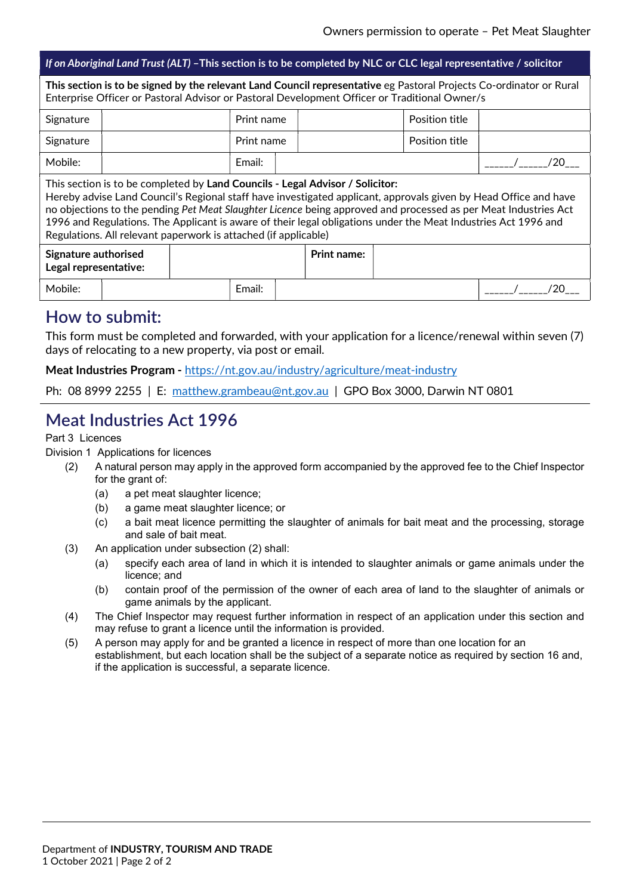| *If on Aboriginal Land Trust (ALT)* **–This section is to be completed by NLC or CLC legal representative / solicitor** | | | | | |
|---|---|---|---|---|---|
| **This section is to be signed by the relevant Land Council representative** eg Pastoral Projects Co-ordinator or Rural Enterprise Officer or Pastoral Advisor or Pastoral Development Officer or Traditional Owner/s | | | | | |
| Signature | | Print name | | Position title | |
| Signature | | Print name | | Position title | |
| Mobile: | | Email: | | | ______/______/20___ |

| | | | |
|---|---|---|---|
| This section is to be completed by **Land Councils - Legal Advisor / Solicitor:** Hereby advise Land Council's Regional staff have investigated applicant, approvals given by Head Office and have no objections to the pending *Pet Meat Slaughter Licence* being approved and processed as per Meat Industries Act 1996 and Regulations. The Applicant is aware of their legal obligations under the Meat Industries Act 1996 and Regulations. All relevant paperwork is attached (if applicable) | | | |
| **Signature authorised Legal representative:** | | **Print name:** | |
| Mobile: | | Email: | ______/______/20___ |

## How to submit:

This form must be completed and forwarded, with your application for a licence/renewal within seven (7) days of relocating to a new property, via post or email.

**Meat Industries Program -** https://nt.gov.au/industry/agriculture/meat-industry

Ph: 08 8999 2255 | E: matthew.grambeau@nt.gov.au | GPO Box 3000, Darwin NT 0801

## Meat Industries Act 1996

Part 3 Licences

Division 1 Applications for licences

(2) A natural person may apply in the approved form accompanied by the approved fee to the Chief Inspector for the grant of:

- (a) a pet meat slaughter licence;
- (b) a game meat slaughter licence; or
- (c) a bait meat licence permitting the slaughter of animals for bait meat and the processing, storage and sale of bait meat.

(3) An application under subsection (2) shall:

- (a) specify each area of land in which it is intended to slaughter animals or game animals under the licence; and
- (b) contain proof of the permission of the owner of each area of land to the slaughter of animals or game animals by the applicant.

(4) The Chief Inspector may request further information in respect of an application under this section and may refuse to grant a licence until the information is provided.

(5) A person may apply for and be granted a licence in respect of more than one location for an establishment, but each location shall be the subject of a separate notice as required by section 16 and, if the application is successful, a separate licence.